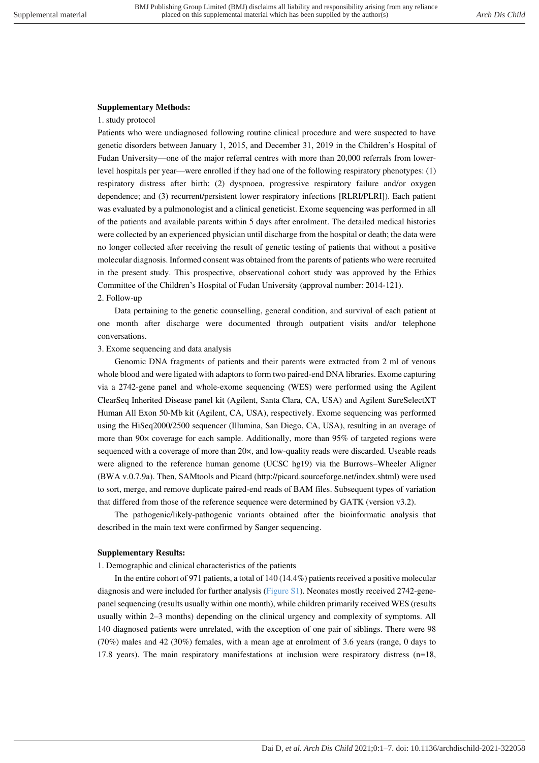**Supplementary Methods:**

1. study protocol

Patients who were undiagnosed following routine clinical procedure and were suspected to have genetic disorders between January 1, 2015, and December 31, 2019 in the Children's Hospital of Fudan University—one of the major referral centres with more than 20,000 referrals from lower-level hospitals per year—were enrolled if they had one of the following respiratory phenotypes: (1) respiratory distress after birth; (2) dyspnoea, progressive respiratory failure and/or oxygen dependence; and (3) recurrent/persistent lower respiratory infections [RLRI/PLRI]). Each patient was evaluated by a pulmonologist and a clinical geneticist. Exome sequencing was performed in all of the patients and available parents within 5 days after enrolment. The detailed medical histories were collected by an experienced physician until discharge from the hospital or death; the data were no longer collected after receiving the result of genetic testing of patients that without a positive molecular diagnosis. Informed consent was obtained from the parents of patients who were recruited in the present study. This prospective, observational cohort study was approved by the Ethics Committee of the Children's Hospital of Fudan University (approval number: 2014-121).

2. Follow-up

Data pertaining to the genetic counselling, general condition, and survival of each patient at one month after discharge were documented through outpatient visits and/or telephone conversations.

3. Exome sequencing and data analysis

Genomic DNA fragments of patients and their parents were extracted from 2 ml of venous whole blood and were ligated with adaptors to form two paired-end DNA libraries. Exome capturing via a 2742-gene panel and whole-exome sequencing (WES) were performed using the Agilent ClearSeq Inherited Disease panel kit (Agilent, Santa Clara, CA, USA) and Agilent SureSelectXT Human All Exon 50-Mb kit (Agilent, CA, USA), respectively. Exome sequencing was performed using the HiSeq2000/2500 sequencer (Illumina, San Diego, CA, USA), resulting in an average of more than 90× coverage for each sample. Additionally, more than 95% of targeted regions were sequenced with a coverage of more than 20×, and low-quality reads were discarded. Useable reads were aligned to the reference human genome (UCSC hg19) via the Burrows–Wheeler Aligner (BWA v.0.7.9a). Then, SAMtools and Picard (http://picard.sourceforge.net/index.shtml) were used to sort, merge, and remove duplicate paired-end reads of BAM files. Subsequent types of variation that differed from those of the reference sequence were determined by GATK (version v3.2).

The pathogenic/likely-pathogenic variants obtained after the bioinformatic analysis that described in the main text were confirmed by Sanger sequencing.

**Supplementary Results:**

1. Demographic and clinical characteristics of the patients

In the entire cohort of 971 patients, a total of 140 (14.4%) patients received a positive molecular diagnosis and were included for further analysis (Figure S1). Neonates mostly received 2742-gene-panel sequencing (results usually within one month), while children primarily received WES (results usually within 2–3 months) depending on the clinical urgency and complexity of symptoms. All 140 diagnosed patients were unrelated, with the exception of one pair of siblings. There were 98 (70%) males and 42 (30%) females, with a mean age at enrolment of 3.6 years (range, 0 days to 17.8 years). The main respiratory manifestations at inclusion were respiratory distress (n=18,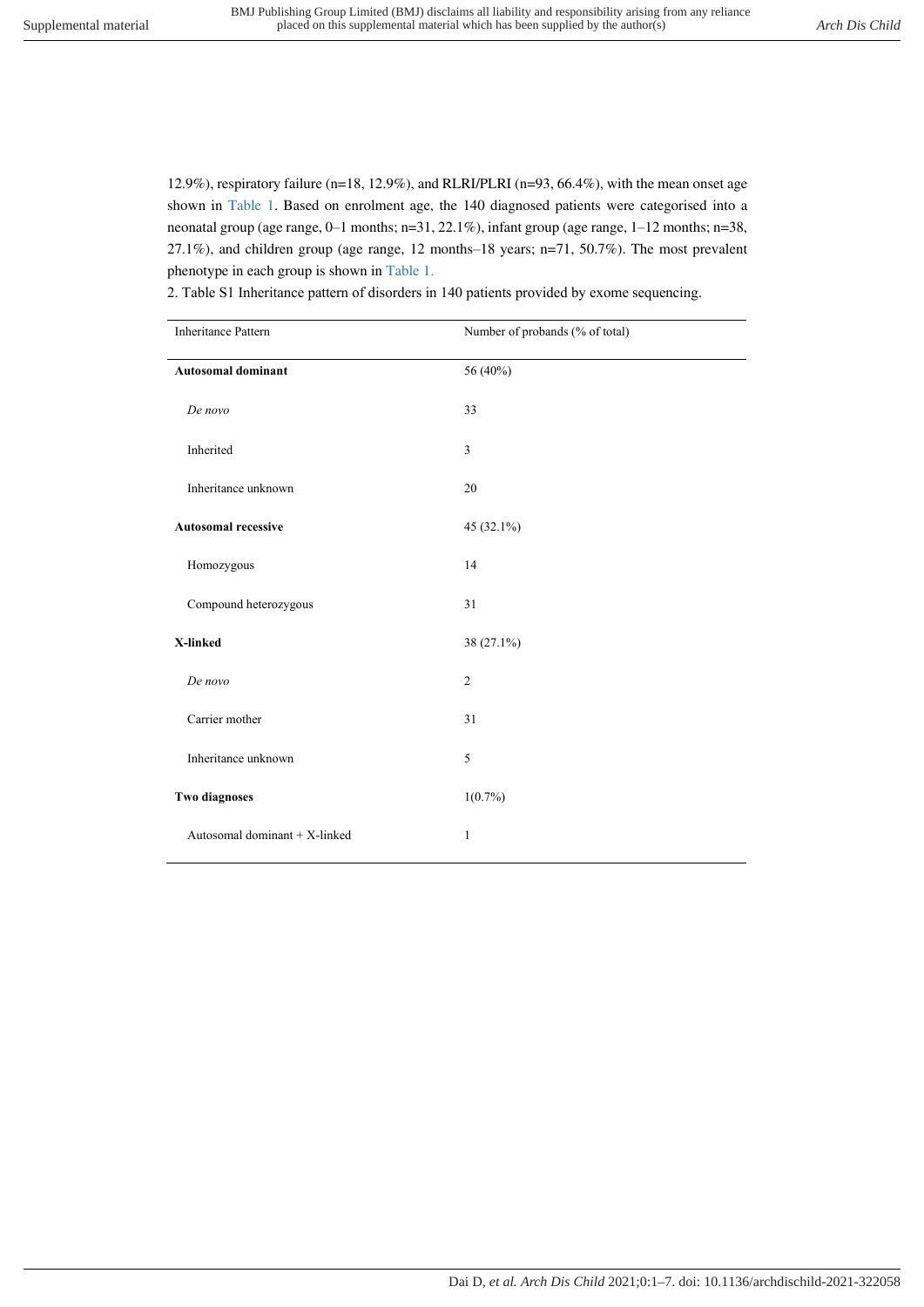12.9%), respiratory failure (n=18, 12.9%), and RLRI/PLRI (n=93, 66.4%), with the mean onset age shown in Table 1. Based on enrolment age, the 140 diagnosed patients were categorised into a neonatal group (age range, 0–1 months; n=31, 22.1%), infant group (age range, 1–12 months; n=38, 27.1%), and children group (age range, 12 months–18 years; n=71, 50.7%). The most prevalent phenotype in each group is shown in Table 1.

2. Table S1 Inheritance pattern of disorders in 140 patients provided by exome sequencing.

| Inheritance Pattern | Number of probands (% of total) |
|---|---|
| **Autosomal dominant** | 56 (40%) |
| *De novo* | 33 |
| Inherited | 3 |
| Inheritance unknown | 20 |
| **Autosomal recessive** | 45 (32.1%) |
| Homozygous | 14 |
| Compound heterozygous | 31 |
| **X-linked** | 38 (27.1%) |
| *De novo* | 2 |
| Carrier mother | 31 |
| Inheritance unknown | 5 |
| **Two diagnoses** | 1(0.7%) |
| Autosomal dominant + X-linked | 1 |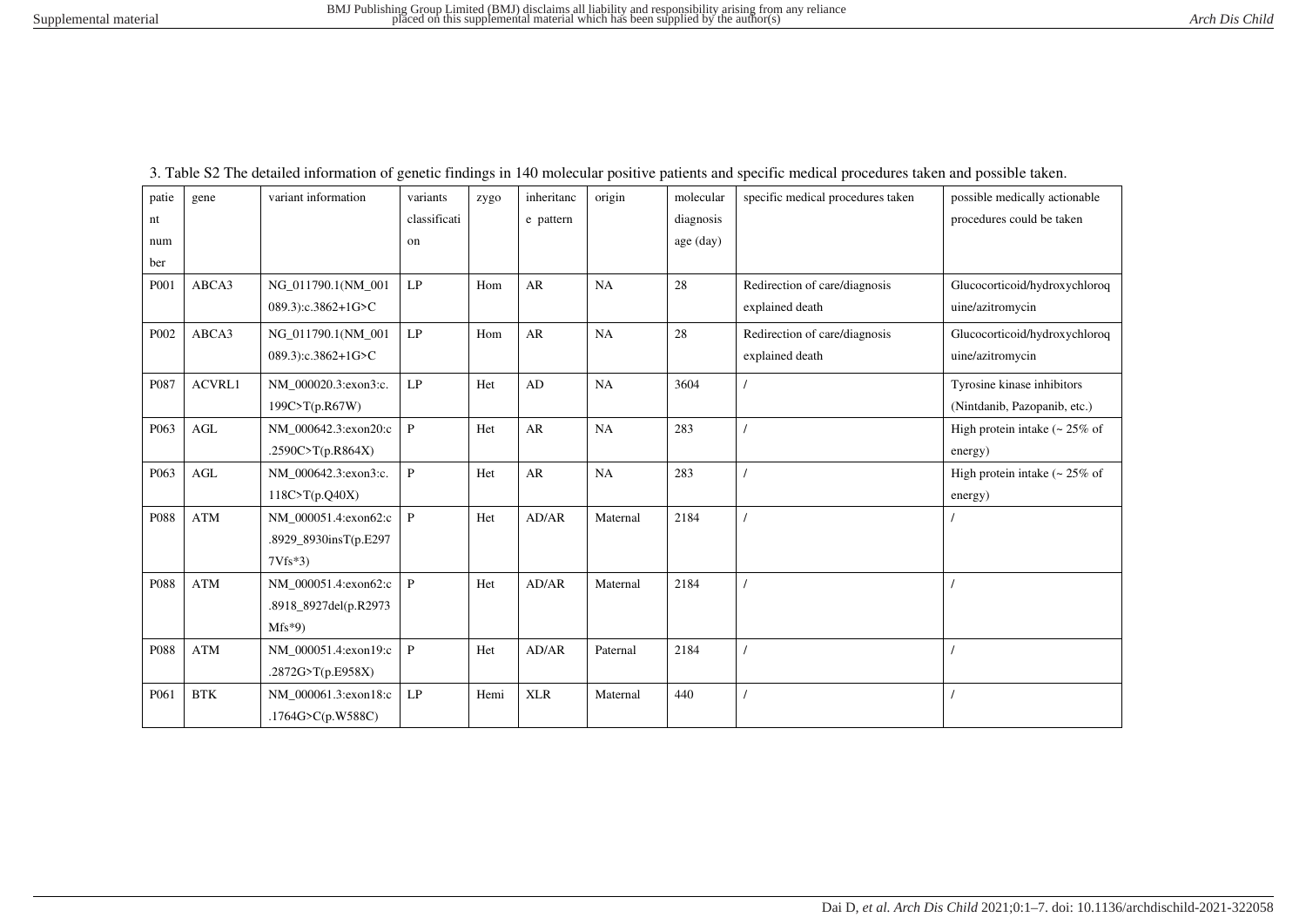3. Table S2 The detailed information of genetic findings in 140 molecular positive patients and specific medical procedures taken and possible taken.

| patient number | gene | variant information | variants classification | zygo | inheritance pattern | origin | molecular diagnosis age (day) | specific medical procedures taken | possible medically actionable procedures could be taken |
|---|---|---|---|---|---|---|---|---|---|
| P001 | ABCA3 | NG_011790.1(NM_001089.3):c.3862+1G>C | LP | Hom | AR | NA | 28 | Redirection of care/diagnosis explained death | Glucocorticoid/hydroxychloroquine/azitromycin |
| P002 | ABCA3 | NG_011790.1(NM_001089.3):c.3862+1G>C | LP | Hom | AR | NA | 28 | Redirection of care/diagnosis explained death | Glucocorticoid/hydroxychloroquine/azitromycin |
| P087 | ACVRL1 | NM_000020.3:exon3:c.199C>T(p.R67W) | LP | Het | AD | NA | 3604 | / | Tyrosine kinase inhibitors (Nintdanib, Pazopanib, etc.) |
| P063 | AGL | NM_000642.3:exon20:c.2590C>T(p.R864X) | P | Het | AR | NA | 283 | / | High protein intake (~ 25% of energy) |
| P063 | AGL | NM_000642.3:exon3:c.118C>T(p.Q40X) | P | Het | AR | NA | 283 | / | High protein intake (~ 25% of energy) |
| P088 | ATM | NM_000051.4:exon62:c.8929_8930insT(p.E2977Vfs*3) | P | Het | AD/AR | Maternal | 2184 | / | / |
| P088 | ATM | NM_000051.4:exon62:c.8918_8927del(p.R2973Mfs*9) | P | Het | AD/AR | Maternal | 2184 | / | / |
| P088 | ATM | NM_000051.4:exon19:c.2872G>T(p.E958X) | P | Het | AD/AR | Paternal | 2184 | / | / |
| P061 | BTK | NM_000061.3:exon18:c.1764G>C(p.W588C) | LP | Hemi | XLR | Maternal | 440 | / | / |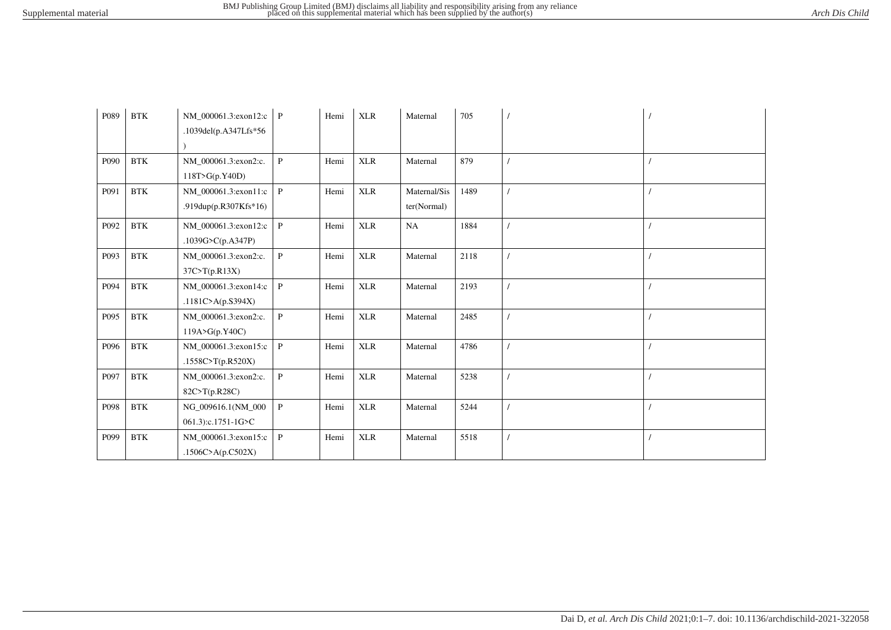| P089 | BTK | NM_000061.3:exon12:c.1039del(p.A347Lfs*56) | P | Hemi | XLR | Maternal | 705 | / | / |
|---|---|---|---|---|---|---|---|---|---|
| P090 | BTK | NM_000061.3:exon2:c.118T>G(p.Y40D) | P | Hemi | XLR | Maternal | 879 | / | / |
| P091 | BTK | NM_000061.3:exon11:c.919dup(p.R307Kfs*16) | P | Hemi | XLR | Maternal/Sister(Normal) | 1489 | / | / |
| P092 | BTK | NM_000061.3:exon12:c.1039G>C(p.A347P) | P | Hemi | XLR | NA | 1884 | / | / |
| P093 | BTK | NM_000061.3:exon2:c.37C>T(p.R13X) | P | Hemi | XLR | Maternal | 2118 | / | / |
| P094 | BTK | NM_000061.3:exon14:c.1181C>A(p.S394X) | P | Hemi | XLR | Maternal | 2193 | / | / |
| P095 | BTK | NM_000061.3:exon2:c.119A>G(p.Y40C) | P | Hemi | XLR | Maternal | 2485 | / | / |
| P096 | BTK | NM_000061.3:exon15:c.1558C>T(p.R520X) | P | Hemi | XLR | Maternal | 4786 | / | / |
| P097 | BTK | NM_000061.3:exon2:c.82C>T(p.R28C) | P | Hemi | XLR | Maternal | 5238 | / | / |
| P098 | BTK | NG_009616.1(NM_000061.3):c.1751-1G>C | P | Hemi | XLR | Maternal | 5244 | / | / |
| P099 | BTK | NM_000061.3:exon15:c.1506C>A(p.C502X) | P | Hemi | XLR | Maternal | 5518 | / | / |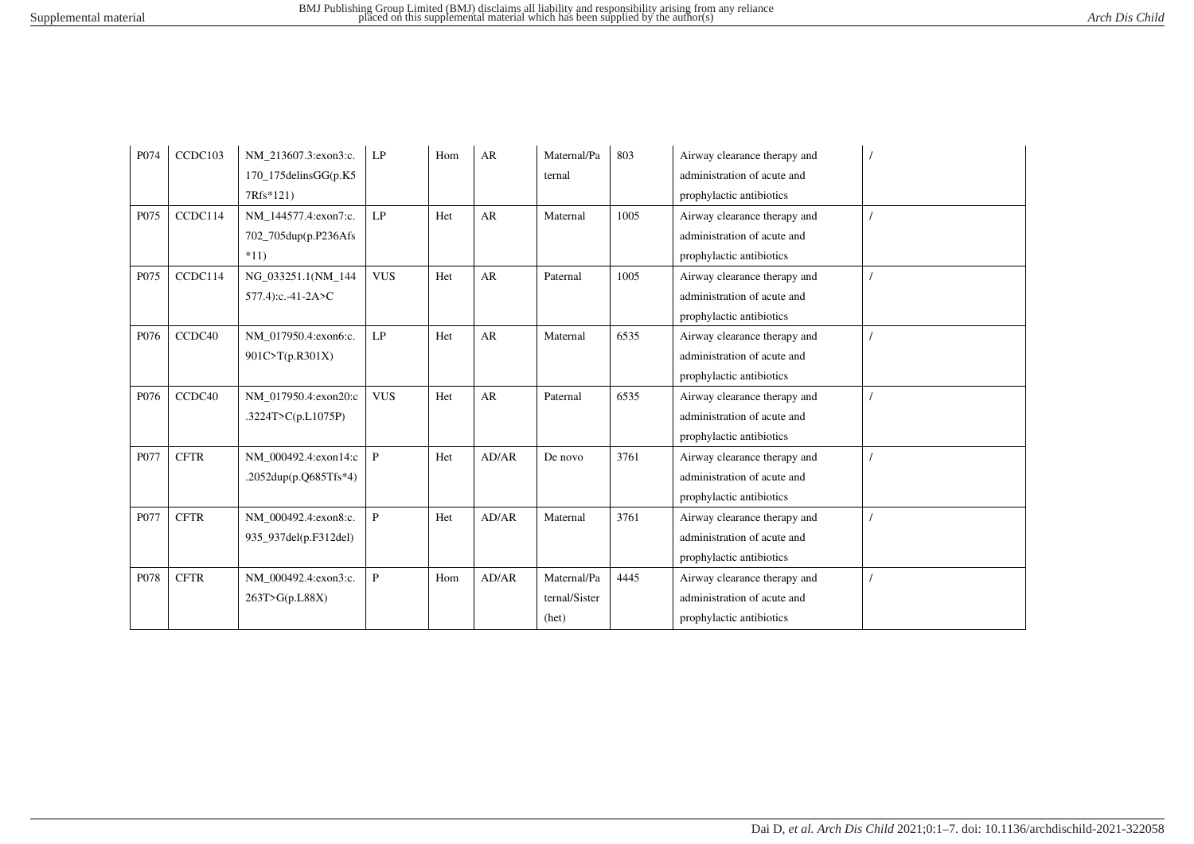| P074 | CCDC103 | NM_213607.3:exon3:c.170_175delinsGG(p.K57Rfs*121) | LP | Hom | AR | Maternal/Paternal | 803 | Airway clearance therapy and administration of acute and prophylactic antibiotics | / |
|---|---|---|---|---|---|---|---|---|---|
| P075 | CCDC114 | NM_144577.4:exon7:c.702_705dup(p.P236Afs*11) | LP | Het | AR | Maternal | 1005 | Airway clearance therapy and administration of acute and prophylactic antibiotics | / |
| P075 | CCDC114 | NG_033251.1(NM_144577.4):c.-41-2A>C | VUS | Het | AR | Paternal | 1005 | Airway clearance therapy and administration of acute and prophylactic antibiotics | / |
| P076 | CCDC40 | NM_017950.4:exon6:c.901C>T(p.R301X) | LP | Het | AR | Maternal | 6535 | Airway clearance therapy and administration of acute and prophylactic antibiotics | / |
| P076 | CCDC40 | NM_017950.4:exon20:c.3224T>C(p.L1075P) | VUS | Het | AR | Paternal | 6535 | Airway clearance therapy and administration of acute and prophylactic antibiotics | / |
| P077 | CFTR | NM_000492.4:exon14:c.2052dup(p.Q685Tfs*4) | P | Het | AD/AR | De novo | 3761 | Airway clearance therapy and administration of acute and prophylactic antibiotics | / |
| P077 | CFTR | NM_000492.4:exon8:c.935_937del(p.F312del) | P | Het | AD/AR | Maternal | 3761 | Airway clearance therapy and administration of acute and prophylactic antibiotics | / |
| P078 | CFTR | NM_000492.4:exon3:c.263T>G(p.L88X) | P | Hom | AD/AR | Maternal/Paternal/Sister (het) | 4445 | Airway clearance therapy and administration of acute and prophylactic antibiotics | / |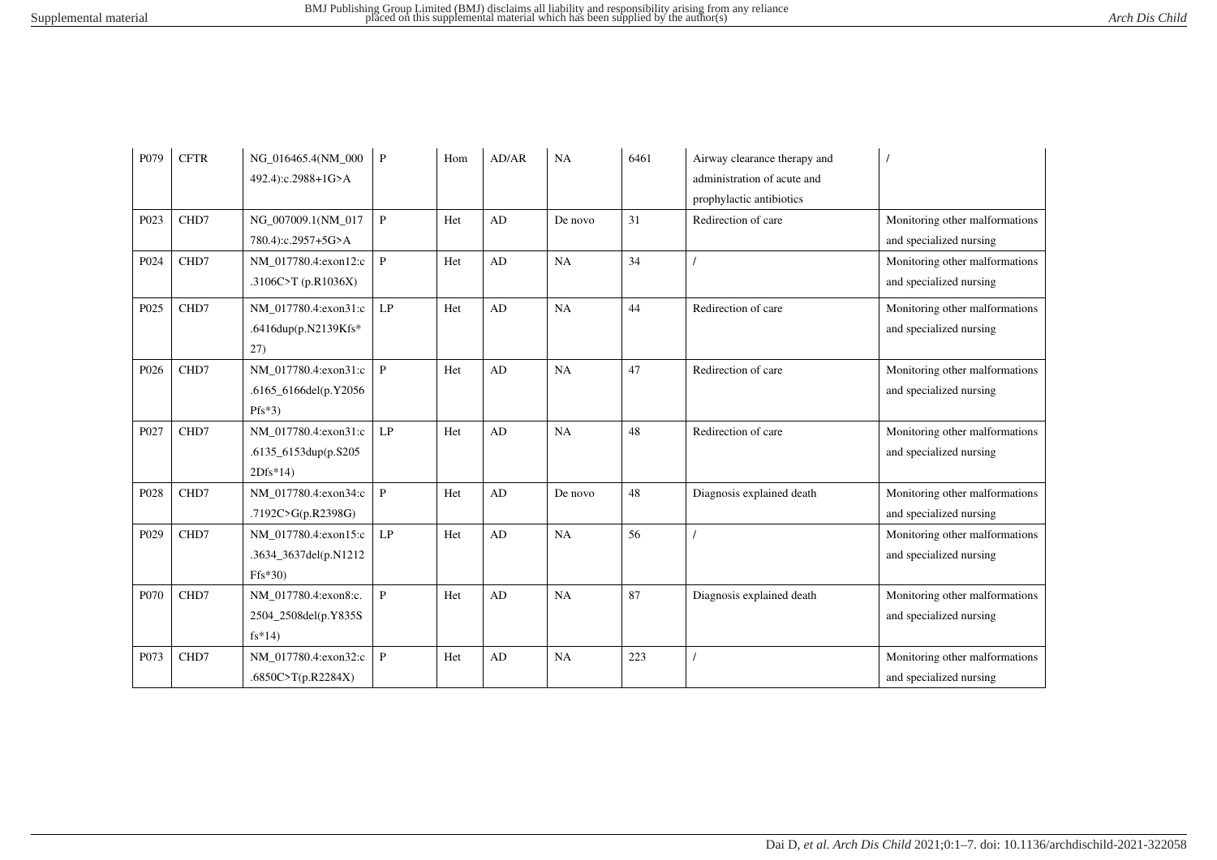| P079 | CFTR | NG_016465.4(NM_000492.4):c.2988+1G>A | P | Hom | AD/AR | NA | 6461 | Airway clearance therapy and administration of acute and prophylactic antibiotics | / |
|---|---|---|---|---|---|---|---|---|---|
| P023 | CHD7 | NG_007009.1(NM_017780.4):c.2957+5G>A | P | Het | AD | De novo | 31 | Redirection of care | Monitoring other malformations and specialized nursing |
| P024 | CHD7 | NM_017780.4:exon12:c.3106C>T (p.R1036X) | P | Het | AD | NA | 34 | / | Monitoring other malformations and specialized nursing |
| P025 | CHD7 | NM_017780.4:exon31:c.6416dup(p.N2139Kfs*27) | LP | Het | AD | NA | 44 | Redirection of care | Monitoring other malformations and specialized nursing |
| P026 | CHD7 | NM_017780.4:exon31:c.6165_6166del(p.Y2056Pfs*3) | P | Het | AD | NA | 47 | Redirection of care | Monitoring other malformations and specialized nursing |
| P027 | CHD7 | NM_017780.4:exon31:c.6135_6153dup(p.S2052Dfs*14) | LP | Het | AD | NA | 48 | Redirection of care | Monitoring other malformations and specialized nursing |
| P028 | CHD7 | NM_017780.4:exon34:c.7192C>G(p.R2398G) | P | Het | AD | De novo | 48 | Diagnosis explained death | Monitoring other malformations and specialized nursing |
| P029 | CHD7 | NM_017780.4:exon15:c.3634_3637del(p.N1212Ffs*30) | LP | Het | AD | NA | 56 | / | Monitoring other malformations and specialized nursing |
| P070 | CHD7 | NM_017780.4:exon8:c.2504_2508del(p.Y835Sfs*14) | P | Het | AD | NA | 87 | Diagnosis explained death | Monitoring other malformations and specialized nursing |
| P073 | CHD7 | NM_017780.4:exon32:c.6850C>T(p.R2284X) | P | Het | AD | NA | 223 | / | Monitoring other malformations and specialized nursing |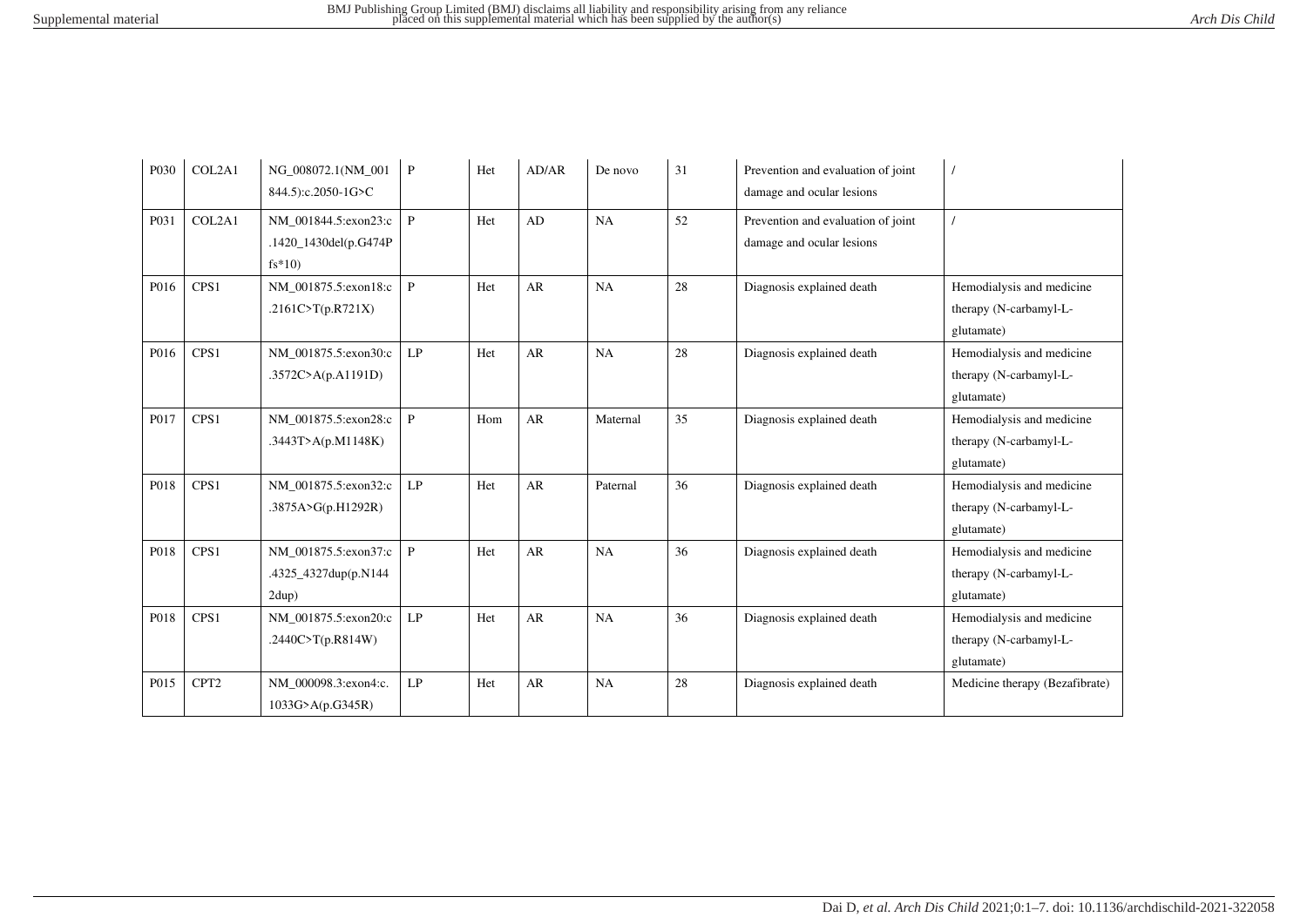| P030 | COL2A1 | NG_008072.1(NM_001844.5):c.2050-1G>C | P | Het | AD/AR | De novo | 31 | Prevention and evaluation of joint damage and ocular lesions | / |
|---|---|---|---|---|---|---|---|---|---|
| P031 | COL2A1 | NM_001844.5:exon23:c.1420_1430del(p.G474Pfs*10) | P | Het | AD | NA | 52 | Prevention and evaluation of joint damage and ocular lesions | / |
| P016 | CPS1 | NM_001875.5:exon18:c.2161C>T(p.R721X) | P | Het | AR | NA | 28 | Diagnosis explained death | Hemodialysis and medicine therapy (N-carbamyl-L-glutamate) |
| P016 | CPS1 | NM_001875.5:exon30:c.3572C>A(p.A1191D) | LP | Het | AR | NA | 28 | Diagnosis explained death | Hemodialysis and medicine therapy (N-carbamyl-L-glutamate) |
| P017 | CPS1 | NM_001875.5:exon28:c.3443T>A(p.M1148K) | P | Hom | AR | Maternal | 35 | Diagnosis explained death | Hemodialysis and medicine therapy (N-carbamyl-L-glutamate) |
| P018 | CPS1 | NM_001875.5:exon32:c.3875A>G(p.H1292R) | LP | Het | AR | Paternal | 36 | Diagnosis explained death | Hemodialysis and medicine therapy (N-carbamyl-L-glutamate) |
| P018 | CPS1 | NM_001875.5:exon37:c.4325_4327dup(p.N1442dup) | P | Het | AR | NA | 36 | Diagnosis explained death | Hemodialysis and medicine therapy (N-carbamyl-L-glutamate) |
| P018 | CPS1 | NM_001875.5:exon20:c.2440C>T(p.R814W) | LP | Het | AR | NA | 36 | Diagnosis explained death | Hemodialysis and medicine therapy (N-carbamyl-L-glutamate) |
| P015 | CPT2 | NM_000098.3:exon4:c.1033G>A(p.G345R) | LP | Het | AR | NA | 28 | Diagnosis explained death | Medicine therapy (Bezafibrate) |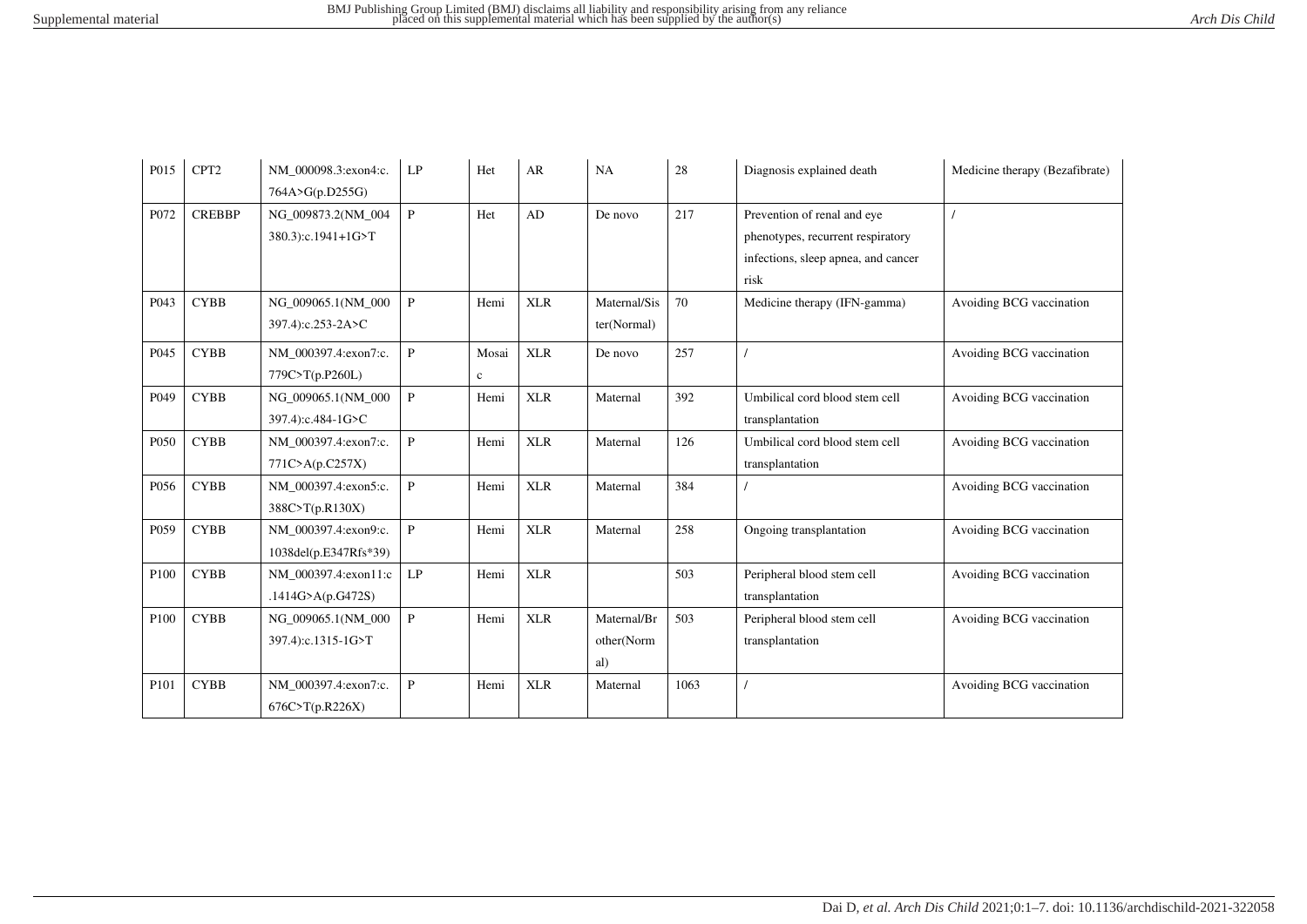| P015 | CPT2 | NM_000098.3:exon4:c.764A>G(p.D255G) | LP | Het | AR | NA | 28 | Diagnosis explained death | Medicine therapy (Bezafibrate) |
|---|---|---|---|---|---|---|---|---|---|
| P072 | CREBBP | NG_009873.2(NM_004380.3):c.1941+1G>T | P | Het | AD | De novo | 217 | Prevention of renal and eye phenotypes, recurrent respiratory infections, sleep apnea, and cancer risk | / |
| P043 | CYBB | NG_009065.1(NM_000397.4):c.253-2A>C | P | Hemi | XLR | Maternal/Sister(Normal) | 70 | Medicine therapy (IFN-gamma) | Avoiding BCG vaccination |
| P045 | CYBB | NM_000397.4:exon7:c.779C>T(p.P260L) | P | Mosaic | XLR | De novo | 257 | / | Avoiding BCG vaccination |
| P049 | CYBB | NG_009065.1(NM_000397.4):c.484-1G>C | P | Hemi | XLR | Maternal | 392 | Umbilical cord blood stem cell transplantation | Avoiding BCG vaccination |
| P050 | CYBB | NM_000397.4:exon7:c.771C>A(p.C257X) | P | Hemi | XLR | Maternal | 126 | Umbilical cord blood stem cell transplantation | Avoiding BCG vaccination |
| P056 | CYBB | NM_000397.4:exon5:c.388C>T(p.R130X) | P | Hemi | XLR | Maternal | 384 | / | Avoiding BCG vaccination |
| P059 | CYBB | NM_000397.4:exon9:c.1038del(p.E347Rfs*39) | P | Hemi | XLR | Maternal | 258 | Ongoing transplantation | Avoiding BCG vaccination |
| P100 | CYBB | NM_000397.4:exon11:c.1414G>A(p.G472S) | LP | Hemi | XLR | | 503 | Peripheral blood stem cell transplantation | Avoiding BCG vaccination |
| P100 | CYBB | NG_009065.1(NM_000397.4):c.1315-1G>T | P | Hemi | XLR | Maternal/Brother(Normal) | 503 | Peripheral blood stem cell transplantation | Avoiding BCG vaccination |
| P101 | CYBB | NM_000397.4:exon7:c.676C>T(p.R226X) | P | Hemi | XLR | Maternal | 1063 | / | Avoiding BCG vaccination |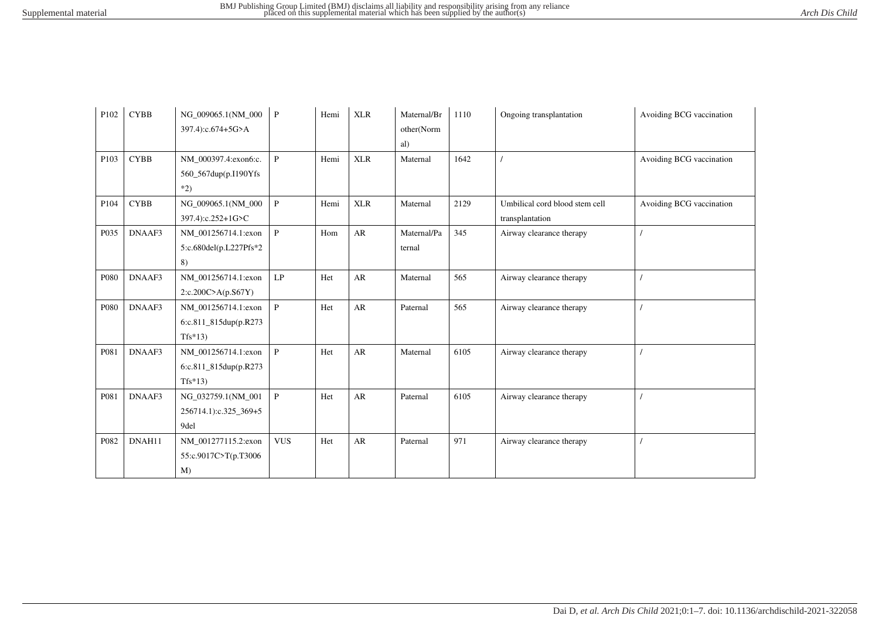| P102 | CYBB | NG_009065.1(NM_000397.4):c.674+5G>A | P | Hemi | XLR | Maternal/Brother(Normal) | 1110 | Ongoing transplantation | Avoiding BCG vaccination |
|---|---|---|---|---|---|---|---|---|---|
| P103 | CYBB | NM_000397.4:exon6:c.560_567dup(p.I190Yfs*2) | P | Hemi | XLR | Maternal | 1642 | / | Avoiding BCG vaccination |
| P104 | CYBB | NG_009065.1(NM_000397.4):c.252+1G>C | P | Hemi | XLR | Maternal | 2129 | Umbilical cord blood stem cell transplantation | Avoiding BCG vaccination |
| P035 | DNAAF3 | NM_001256714.1:exon5:c.680del(p.L227Pfs*28) | P | Hom | AR | Maternal/Paternal | 345 | Airway clearance therapy | / |
| P080 | DNAAF3 | NM_001256714.1:exon2:c.200C>A(p.S67Y) | LP | Het | AR | Maternal | 565 | Airway clearance therapy | / |
| P080 | DNAAF3 | NM_001256714.1:exon6:c.811_815dup(p.R273Tfs*13) | P | Het | AR | Paternal | 565 | Airway clearance therapy | / |
| P081 | DNAAF3 | NM_001256714.1:exon6:c.811_815dup(p.R273Tfs*13) | P | Het | AR | Maternal | 6105 | Airway clearance therapy | / |
| P081 | DNAAF3 | NG_032759.1(NM_001256714.1):c.325_369+59del | P | Het | AR | Paternal | 6105 | Airway clearance therapy | / |
| P082 | DNAH11 | NM_001277115.2:exon55:c.9017C>T(p.T3006M) | VUS | Het | AR | Paternal | 971 | Airway clearance therapy | / |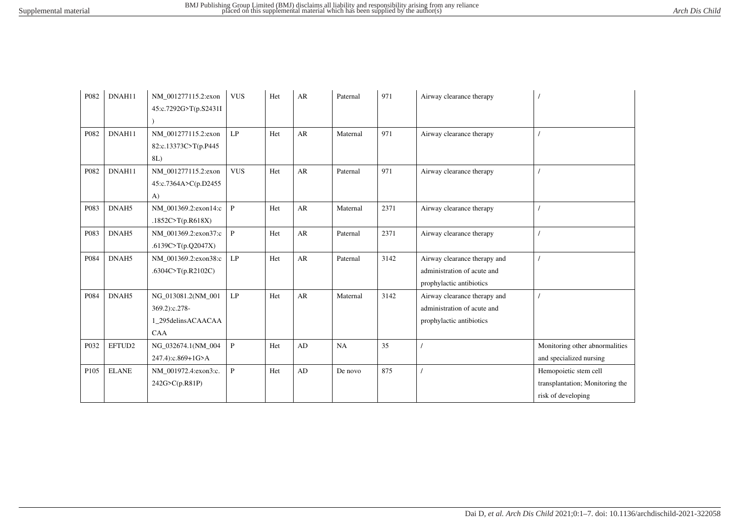| P082 | DNAH11 | NM_001277115.2:exon45:c.7292G>T(p.S2431I) | VUS | Het | AR | Paternal | 971 | Airway clearance therapy | / |
|---|---|---|---|---|---|---|---|---|---|
| P082 | DNAH11 | NM_001277115.2:exon82:c.13373C>T(p.P4458L) | LP | Het | AR | Maternal | 971 | Airway clearance therapy | / |
| P082 | DNAH11 | NM_001277115.2:exon45:c.7364A>C(p.D2455A) | VUS | Het | AR | Paternal | 971 | Airway clearance therapy | / |
| P083 | DNAH5 | NM_001369.2:exon14:c.1852C>T(p.R618X) | P | Het | AR | Maternal | 2371 | Airway clearance therapy | / |
| P083 | DNAH5 | NM_001369.2:exon37:c.6139C>T(p.Q2047X) | P | Het | AR | Paternal | 2371 | Airway clearance therapy | / |
| P084 | DNAH5 | NM_001369.2:exon38:c.6304C>T(p.R2102C) | LP | Het | AR | Paternal | 3142 | Airway clearance therapy and administration of acute and prophylactic antibiotics | / |
| P084 | DNAH5 | NG_013081.2(NM_001369.2):c.278-1_295delinsACAACAACAA | LP | Het | AR | Maternal | 3142 | Airway clearance therapy and administration of acute and prophylactic antibiotics | / |
| P032 | EFTUD2 | NG_032674.1(NM_004247.4):c.869+1G>A | P | Het | AD | NA | 35 | / | Monitoring other abnormalities and specialized nursing |
| P105 | ELANE | NM_001972.4:exon3:c.242G>C(p.R81P) | P | Het | AD | De novo | 875 | / | Hemopoietic stem cell transplantation; Monitoring the risk of developing |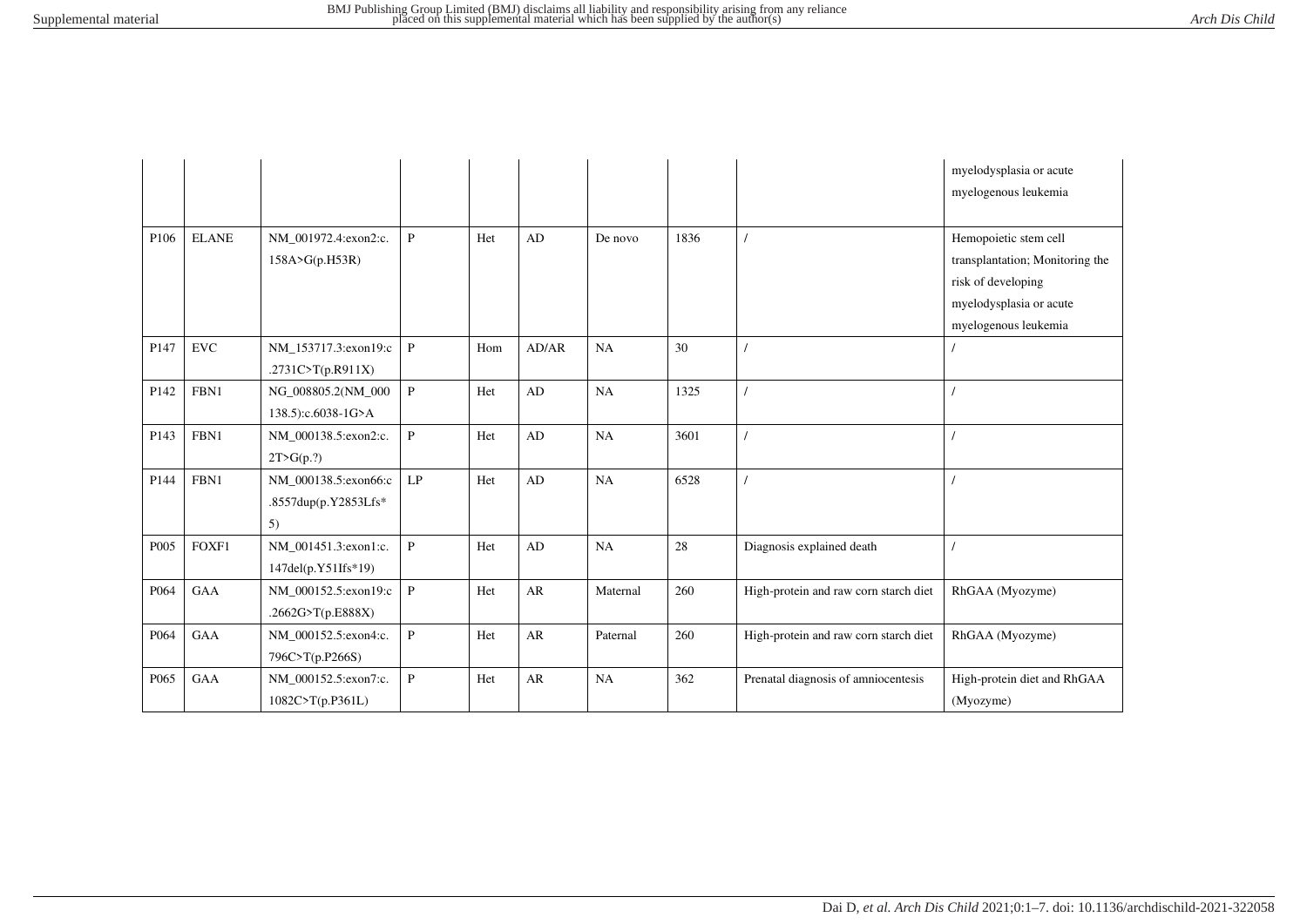| | | | | | | | | | myelodysplasia or acute myelogenous leukemia |
|---|---|---|---|---|---|---|---|---|---|
| P106 | ELANE | NM_001972.4:exon2:c.158A>G(p.H53R) | P | Het | AD | De novo | 1836 | / | Hemopoietic stem cell transplantation; Monitoring the risk of developing myelodysplasia or acute myelogenous leukemia |
| P147 | EVC | NM_153717.3:exon19:c.2731C>T(p.R911X) | P | Hom | AD/AR | NA | 30 | / | / |
| P142 | FBN1 | NG_008805.2(NM_000138.5):c.6038-1G>A | P | Het | AD | NA | 1325 | / | / |
| P143 | FBN1 | NM_000138.5:exon2:c.2T>G(p.?) | P | Het | AD | NA | 3601 | / | / |
| P144 | FBN1 | NM_000138.5:exon66:c.8557dup(p.Y2853Lfs*5) | LP | Het | AD | NA | 6528 | / | / |
| P005 | FOXF1 | NM_001451.3:exon1:c.147del(p.Y51Ifs*19) | P | Het | AD | NA | 28 | Diagnosis explained death | / |
| P064 | GAA | NM_000152.5:exon19:c.2662G>T(p.E888X) | P | Het | AR | Maternal | 260 | High-protein and raw corn starch diet | RhGAA (Myozyme) |
| P064 | GAA | NM_000152.5:exon4:c.796C>T(p.P266S) | P | Het | AR | Paternal | 260 | High-protein and raw corn starch diet | RhGAA (Myozyme) |
| P065 | GAA | NM_000152.5:exon7:c.1082C>T(p.P361L) | P | Het | AR | NA | 362 | Prenatal diagnosis of amniocentesis | High-protein diet and RhGAA (Myozyme) |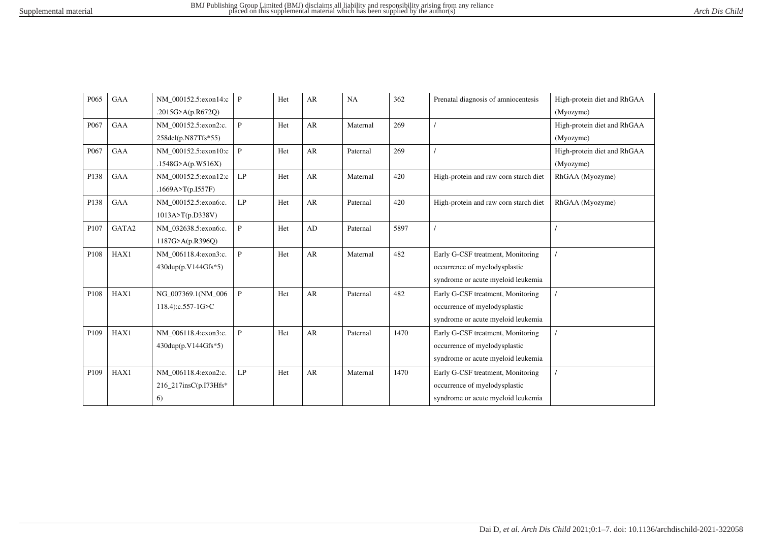| P065 | GAA | NM_000152.5:exon14:c.2015G>A(p.R672Q) | P | Het | AR | NA | 362 | Prenatal diagnosis of amniocentesis | High-protein diet and RhGAA (Myozyme) |
|---|---|---|---|---|---|---|---|---|---|
| P067 | GAA | NM_000152.5:exon2:c.258del(p.N87Tfs*55) | P | Het | AR | Maternal | 269 | / | High-protein diet and RhGAA (Myozyme) |
| P067 | GAA | NM_000152.5:exon10:c.1548G>A(p.W516X) | P | Het | AR | Paternal | 269 | / | High-protein diet and RhGAA (Myozyme) |
| P138 | GAA | NM_000152.5:exon12:c.1669A>T(p.I557F) | LP | Het | AR | Maternal | 420 | High-protein and raw corn starch diet | RhGAA (Myozyme) |
| P138 | GAA | NM_000152.5:exon6:c.1013A>T(p.D338V) | LP | Het | AR | Paternal | 420 | High-protein and raw corn starch diet | RhGAA (Myozyme) |
| P107 | GATA2 | NM_032638.5:exon6:c.1187G>A(p.R396Q) | P | Het | AD | Paternal | 5897 | / | / |
| P108 | HAX1 | NM_006118.4:exon3:c.430dup(p.V144Gfs*5) | P | Het | AR | Maternal | 482 | Early G-CSF treatment, Monitoring occurrence of myelodysplastic syndrome or acute myeloid leukemia | / |
| P108 | HAX1 | NG_007369.1(NM_006118.4):c.557-1G>C | P | Het | AR | Paternal | 482 | Early G-CSF treatment, Monitoring occurrence of myelodysplastic syndrome or acute myeloid leukemia | / |
| P109 | HAX1 | NM_006118.4:exon3:c.430dup(p.V144Gfs*5) | P | Het | AR | Paternal | 1470 | Early G-CSF treatment, Monitoring occurrence of myelodysplastic syndrome or acute myeloid leukemia | / |
| P109 | HAX1 | NM_006118.4:exon2:c.216_217insC(p.I73Hfs*6) | LP | Het | AR | Maternal | 1470 | Early G-CSF treatment, Monitoring occurrence of myelodysplastic syndrome or acute myeloid leukemia | / |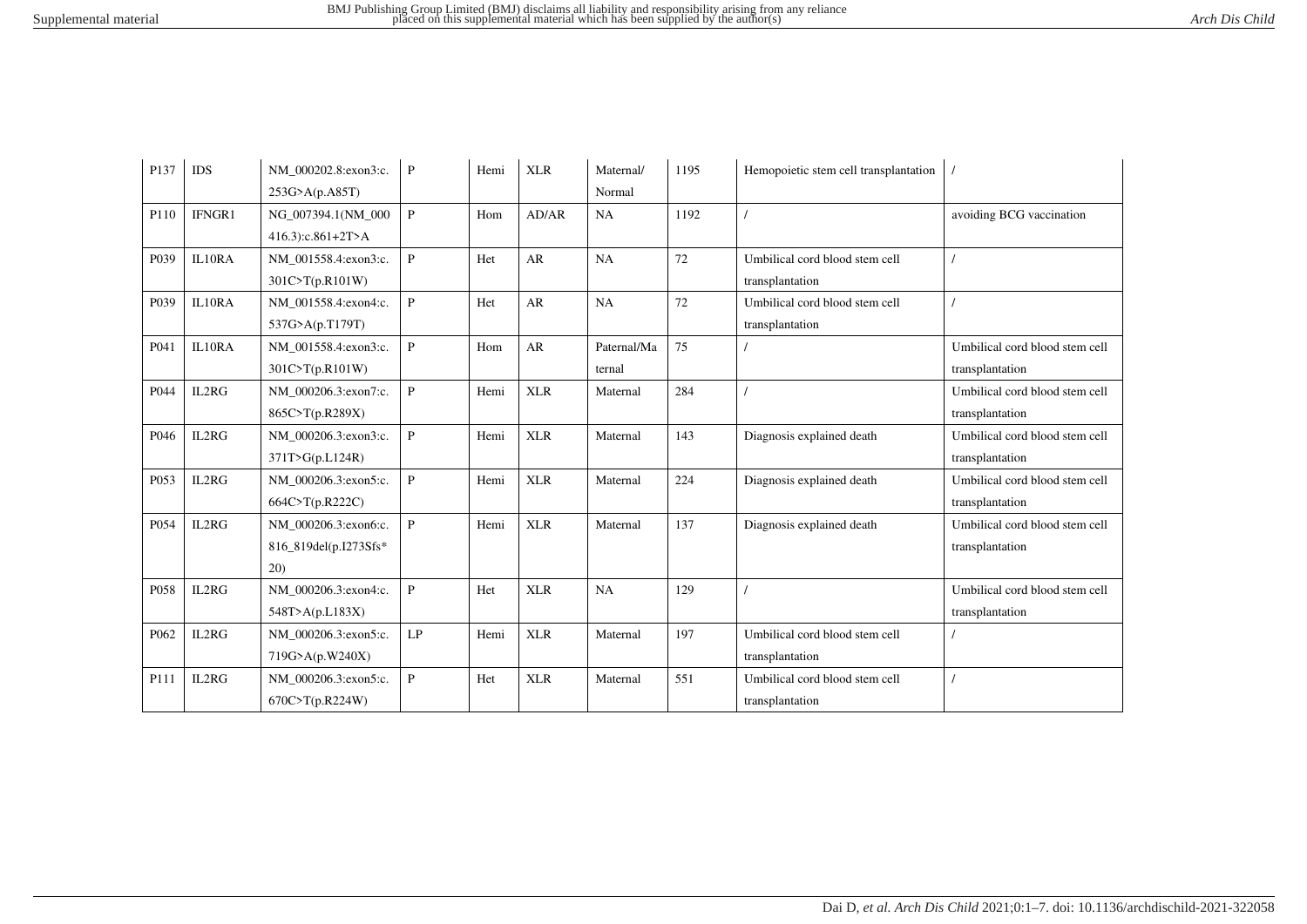| P137 | IDS | NM_000202.8:exon3:c.253G>A(p.A85T) | P | Hemi | XLR | Maternal/Normal | 1195 | Hemopoietic stem cell transplantation | / |
|---|---|---|---|---|---|---|---|---|---|
| P110 | IFNGR1 | NG_007394.1(NM_000416.3):c.861+2T>A | P | Hom | AD/AR | NA | 1192 | / | avoiding BCG vaccination |
| P039 | IL10RA | NM_001558.4:exon3:c.301C>T(p.R101W) | P | Het | AR | NA | 72 | Umbilical cord blood stem cell transplantation | / |
| P039 | IL10RA | NM_001558.4:exon4:c.537G>A(p.T179T) | P | Het | AR | NA | 72 | Umbilical cord blood stem cell transplantation | / |
| P041 | IL10RA | NM_001558.4:exon3:c.301C>T(p.R101W) | P | Hom | AR | Paternal/Maternal | 75 | / | Umbilical cord blood stem cell transplantation |
| P044 | IL2RG | NM_000206.3:exon7:c.865C>T(p.R289X) | P | Hemi | XLR | Maternal | 284 | / | Umbilical cord blood stem cell transplantation |
| P046 | IL2RG | NM_000206.3:exon3:c.371T>G(p.L124R) | P | Hemi | XLR | Maternal | 143 | Diagnosis explained death | Umbilical cord blood stem cell transplantation |
| P053 | IL2RG | NM_000206.3:exon5:c.664C>T(p.R222C) | P | Hemi | XLR | Maternal | 224 | Diagnosis explained death | Umbilical cord blood stem cell transplantation |
| P054 | IL2RG | NM_000206.3:exon6:c.816_819del(p.I273Sfs*20) | P | Hemi | XLR | Maternal | 137 | Diagnosis explained death | Umbilical cord blood stem cell transplantation |
| P058 | IL2RG | NM_000206.3:exon4:c.548T>A(p.L183X) | P | Het | XLR | NA | 129 | / | Umbilical cord blood stem cell transplantation |
| P062 | IL2RG | NM_000206.3:exon5:c.719G>A(p.W240X) | LP | Hemi | XLR | Maternal | 197 | Umbilical cord blood stem cell transplantation | / |
| P111 | IL2RG | NM_000206.3:exon5:c.670C>T(p.R224W) | P | Het | XLR | Maternal | 551 | Umbilical cord blood stem cell transplantation | / |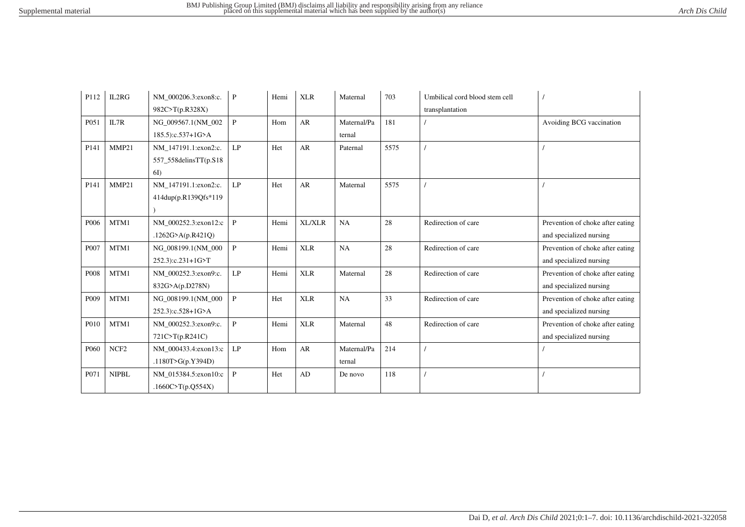| P112 | IL2RG | NM_000206.3:exon8:c.982C>T(p.R328X) | P | Hemi | XLR | Maternal | 703 | Umbilical cord blood stem cell transplantation | / |
|---|---|---|---|---|---|---|---|---|---|
| P051 | IL7R | NG_009567.1(NM_002185.5):c.537+1G>A | P | Hom | AR | Maternal/Paternal | 181 | / | Avoiding BCG vaccination |
| P141 | MMP21 | NM_147191.1:exon2:c.557_558delinsTT(p.S186I) | LP | Het | AR | Paternal | 5575 | / | / |
| P141 | MMP21 | NM_147191.1:exon2:c.414dup(p.R139Qfs*119) | LP | Het | AR | Maternal | 5575 | / | / |
| P006 | MTM1 | NM_000252.3:exon12:c.1262G>A(p.R421Q) | P | Hemi | XL/XLR | NA | 28 | Redirection of care | Prevention of choke after eating and specialized nursing |
| P007 | MTM1 | NG_008199.1(NM_000252.3):c.231+1G>T | P | Hemi | XLR | NA | 28 | Redirection of care | Prevention of choke after eating and specialized nursing |
| P008 | MTM1 | NM_000252.3:exon9:c.832G>A(p.D278N) | LP | Hemi | XLR | Maternal | 28 | Redirection of care | Prevention of choke after eating and specialized nursing |
| P009 | MTM1 | NG_008199.1(NM_000252.3):c.528+1G>A | P | Het | XLR | NA | 33 | Redirection of care | Prevention of choke after eating and specialized nursing |
| P010 | MTM1 | NM_000252.3:exon9:c.721C>T(p.R241C) | P | Hemi | XLR | Maternal | 48 | Redirection of care | Prevention of choke after eating and specialized nursing |
| P060 | NCF2 | NM_000433.4:exon13:c.1180T>G(p.Y394D) | LP | Hom | AR | Maternal/Paternal | 214 | / | / |
| P071 | NIPBL | NM_015384.5:exon10:c.1660C>T(p.Q554X) | P | Het | AD | De novo | 118 | / | / |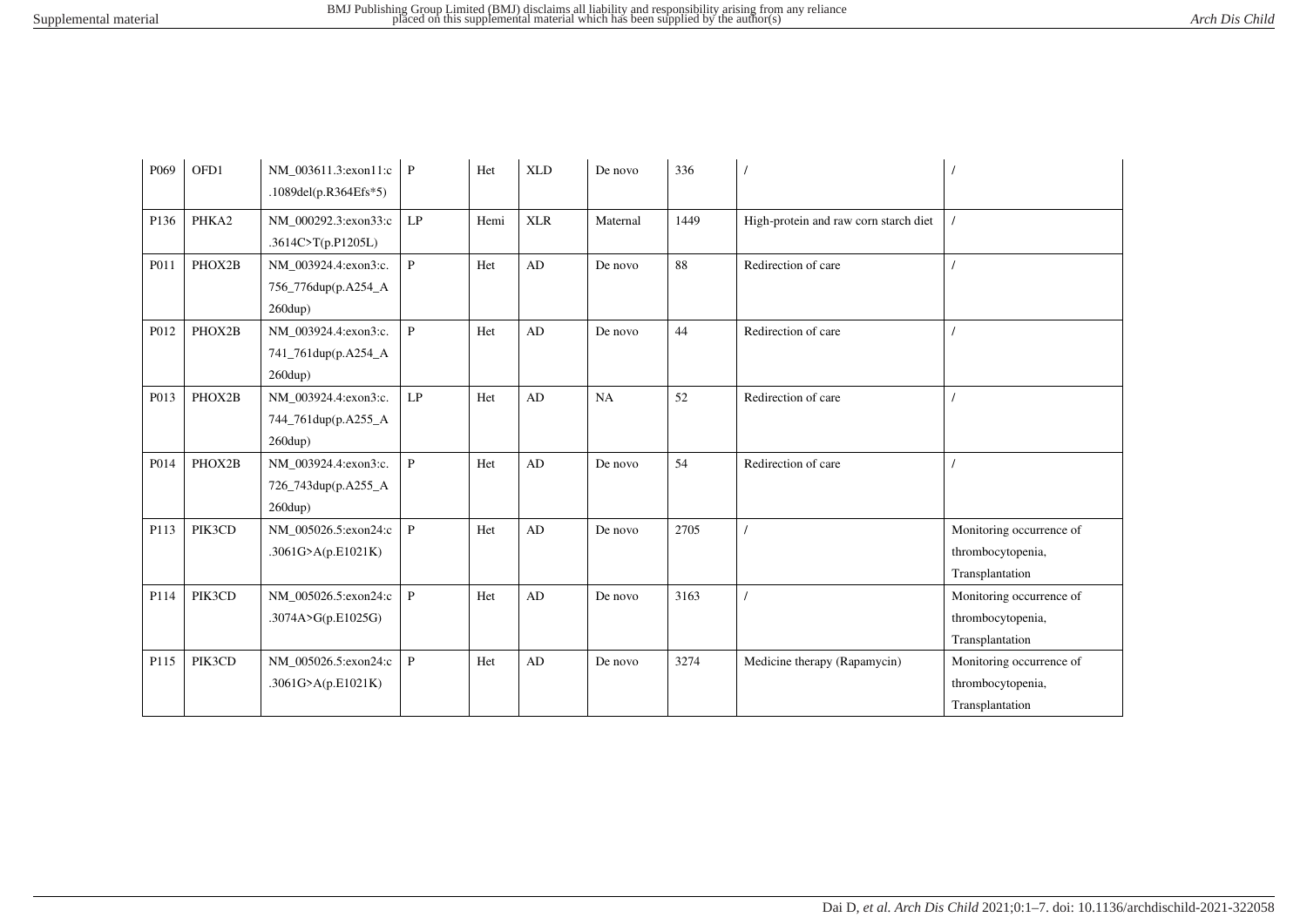| P069 | OFD1 | NM_003611.3:exon11:c.1089del(p.R364Efs*5) | P | Het | XLD | De novo | 336 | / | / |
|---|---|---|---|---|---|---|---|---|---|
| P136 | PHKA2 | NM_000292.3:exon33:c.3614C>T(p.P1205L) | LP | Hemi | XLR | Maternal | 1449 | High-protein and raw corn starch diet | / |
| P011 | PHOX2B | NM_003924.4:exon3:c.756_776dup(p.A254_A260dup) | P | Het | AD | De novo | 88 | Redirection of care | / |
| P012 | PHOX2B | NM_003924.4:exon3:c.741_761dup(p.A254_A260dup) | P | Het | AD | De novo | 44 | Redirection of care | / |
| P013 | PHOX2B | NM_003924.4:exon3:c.744_761dup(p.A255_A260dup) | LP | Het | AD | NA | 52 | Redirection of care | / |
| P014 | PHOX2B | NM_003924.4:exon3:c.726_743dup(p.A255_A260dup) | P | Het | AD | De novo | 54 | Redirection of care | / |
| P113 | PIK3CD | NM_005026.5:exon24:c.3061G>A(p.E1021K) | P | Het | AD | De novo | 2705 | / | Monitoring occurrence of thrombocytopenia, Transplantation |
| P114 | PIK3CD | NM_005026.5:exon24:c.3074A>G(p.E1025G) | P | Het | AD | De novo | 3163 | / | Monitoring occurrence of thrombocytopenia, Transplantation |
| P115 | PIK3CD | NM_005026.5:exon24:c.3061G>A(p.E1021K) | P | Het | AD | De novo | 3274 | Medicine therapy (Rapamycin) | Monitoring occurrence of thrombocytopenia, Transplantation |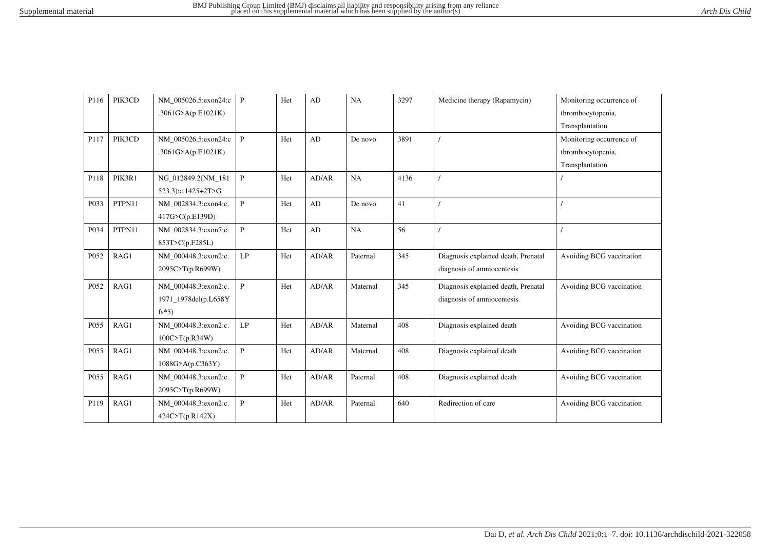| P116 | PIK3CD | NM_005026.5:exon24:c.3061G>A(p.E1021K) | P | Het | AD | NA | 3297 | Medicine therapy (Rapamycin) | Monitoring occurrence of thrombocytopenia, Transplantation |
|---|---|---|---|---|---|---|---|---|---|
| P117 | PIK3CD | NM_005026.5:exon24:c.3061G>A(p.E1021K) | P | Het | AD | De novo | 3891 | / | Monitoring occurrence of thrombocytopenia, Transplantation |
| P118 | PIK3R1 | NG_012849.2(NM_181523.3):c.1425+2T>G | P | Het | AD/AR | NA | 4136 | / | / |
| P033 | PTPN11 | NM_002834.3:exon4:c.417G>C(p.E139D) | P | Het | AD | De novo | 41 | / | / |
| P034 | PTPN11 | NM_002834.3:exon7:c.853T>C(p.F285L) | P | Het | AD | NA | 56 | / | / |
| P052 | RAG1 | NM_000448.3:exon2:c.2095C>T(p.R699W) | LP | Het | AD/AR | Paternal | 345 | Diagnosis explained death, Prenatal diagnosis of amniocentesis | Avoiding BCG vaccination |
| P052 | RAG1 | NM_000448.3:exon2:c.1971_1978del(p.L658Yfs*5) | P | Het | AD/AR | Maternal | 345 | Diagnosis explained death, Prenatal diagnosis of amniocentesis | Avoiding BCG vaccination |
| P055 | RAG1 | NM_000448.3:exon2:c.100C>T(p.R34W) | LP | Het | AD/AR | Maternal | 408 | Diagnosis explained death | Avoiding BCG vaccination |
| P055 | RAG1 | NM_000448.3:exon2:c.1088G>A(p.C363Y) | P | Het | AD/AR | Maternal | 408 | Diagnosis explained death | Avoiding BCG vaccination |
| P055 | RAG1 | NM_000448.3:exon2:c.2095C>T(p.R699W) | P | Het | AD/AR | Paternal | 408 | Diagnosis explained death | Avoiding BCG vaccination |
| P119 | RAG1 | NM_000448.3:exon2:c.424C>T(p.R142X) | P | Het | AD/AR | Paternal | 640 | Redirection of care | Avoiding BCG vaccination |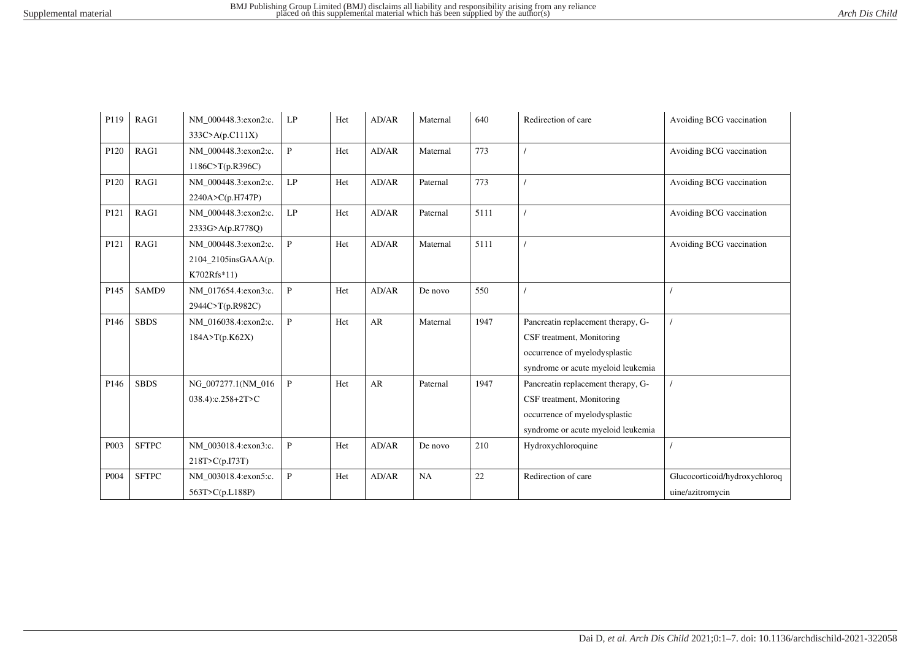| P119 | RAG1 | NM_000448.3:exon2:c.333C>A(p.C111X) | LP | Het | AD/AR | Maternal | 640 | Redirection of care | Avoiding BCG vaccination |
|---|---|---|---|---|---|---|---|---|---|
| P120 | RAG1 | NM_000448.3:exon2:c.1186C>T(p.R396C) | P | Het | AD/AR | Maternal | 773 | / | Avoiding BCG vaccination |
| P120 | RAG1 | NM_000448.3:exon2:c.2240A>C(p.H747P) | LP | Het | AD/AR | Paternal | 773 | / | Avoiding BCG vaccination |
| P121 | RAG1 | NM_000448.3:exon2:c.2333G>A(p.R778Q) | LP | Het | AD/AR | Paternal | 5111 | / | Avoiding BCG vaccination |
| P121 | RAG1 | NM_000448.3:exon2:c.2104_2105insGAAA(p.K702Rfs*11) | P | Het | AD/AR | Maternal | 5111 | / | Avoiding BCG vaccination |
| P145 | SAMD9 | NM_017654.4:exon3:c.2944C>T(p.R982C) | P | Het | AD/AR | De novo | 550 | / | / |
| P146 | SBDS | NM_016038.4:exon2:c.184A>T(p.K62X) | P | Het | AR | Maternal | 1947 | Pancreatin replacement therapy, G-CSF treatment, Monitoring occurrence of myelodysplastic syndrome or acute myeloid leukemia | / |
| P146 | SBDS | NG_007277.1(NM_016038.4):c.258+2T>C | P | Het | AR | Paternal | 1947 | Pancreatin replacement therapy, G-CSF treatment, Monitoring occurrence of myelodysplastic syndrome or acute myeloid leukemia | / |
| P003 | SFTPC | NM_003018.4:exon3:c.218T>C(p.I73T) | P | Het | AD/AR | De novo | 210 | Hydroxychloroquine | / |
| P004 | SFTPC | NM_003018.4:exon5:c.563T>C(p.L188P) | P | Het | AD/AR | NA | 22 | Redirection of care | Glucocorticoid/hydroxychloroquine/azitromycin |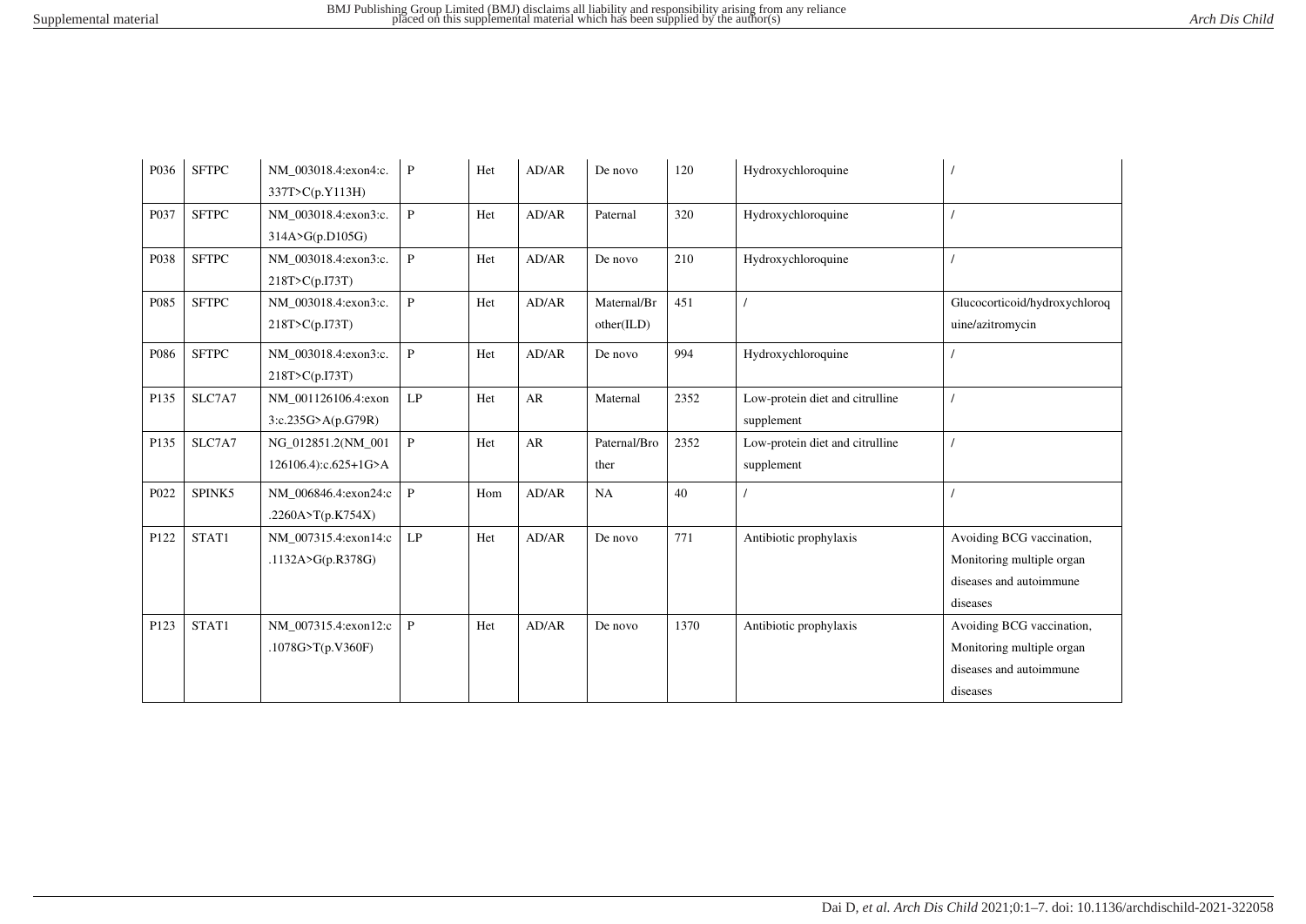| P036 | SFTPC | NM_003018.4:exon4:c.337T>C(p.Y113H) | P | Het | AD/AR | De novo | 120 | Hydroxychloroquine | / |
|---|---|---|---|---|---|---|---|---|---|
| P037 | SFTPC | NM_003018.4:exon3:c.314A>G(p.D105G) | P | Het | AD/AR | Paternal | 320 | Hydroxychloroquine | / |
| P038 | SFTPC | NM_003018.4:exon3:c.218T>C(p.I73T) | P | Het | AD/AR | De novo | 210 | Hydroxychloroquine | / |
| P085 | SFTPC | NM_003018.4:exon3:c.218T>C(p.I73T) | P | Het | AD/AR | Maternal/Brother(ILD) | 451 | / | Glucocorticoid/hydroxychloroquine/azitromycin |
| P086 | SFTPC | NM_003018.4:exon3:c.218T>C(p.I73T) | P | Het | AD/AR | De novo | 994 | Hydroxychloroquine | / |
| P135 | SLC7A7 | NM_001126106.4:exon3:c.235G>A(p.G79R) | LP | Het | AR | Maternal | 2352 | Low-protein diet and citrulline supplement | / |
| P135 | SLC7A7 | NG_012851.2(NM_001126106.4):c.625+1G>A | P | Het | AR | Paternal/Brother | 2352 | Low-protein diet and citrulline supplement | / |
| P022 | SPINK5 | NM_006846.4:exon24:c.2260A>T(p.K754X) | P | Hom | AD/AR | NA | 40 | / | / |
| P122 | STAT1 | NM_007315.4:exon14:c.1132A>G(p.R378G) | LP | Het | AD/AR | De novo | 771 | Antibiotic prophylaxis | Avoiding BCG vaccination, Monitoring multiple organ diseases and autoimmune diseases |
| P123 | STAT1 | NM_007315.4:exon12:c.1078G>T(p.V360F) | P | Het | AD/AR | De novo | 1370 | Antibiotic prophylaxis | Avoiding BCG vaccination, Monitoring multiple organ diseases and autoimmune diseases |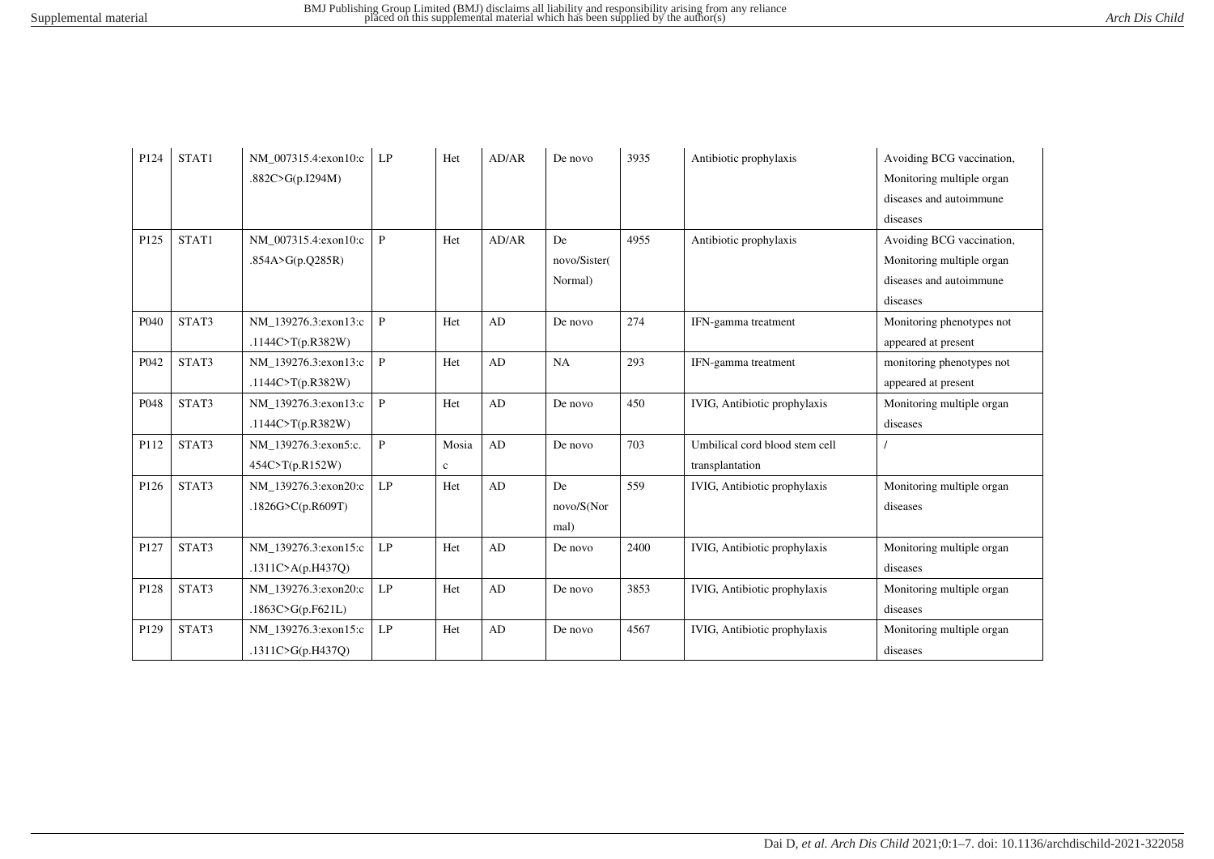| P124 | STAT1 | NM_007315.4:exon10:c.882C>G(p.I294M) | LP | Het | AD/AR | De novo | 3935 | Antibiotic prophylaxis | Avoiding BCG vaccination, Monitoring multiple organ diseases and autoimmune diseases |
|---|---|---|---|---|---|---|---|---|---|
| P125 | STAT1 | NM_007315.4:exon10:c.854A>G(p.Q285R) | P | Het | AD/AR | De novo/Sister(Normal) | 4955 | Antibiotic prophylaxis | Avoiding BCG vaccination, Monitoring multiple organ diseases and autoimmune diseases |
| P040 | STAT3 | NM_139276.3:exon13:c.1144C>T(p.R382W) | P | Het | AD | De novo | 274 | IFN-gamma treatment | Monitoring phenotypes not appeared at present |
| P042 | STAT3 | NM_139276.3:exon13:c.1144C>T(p.R382W) | P | Het | AD | NA | 293 | IFN-gamma treatment | monitoring phenotypes not appeared at present |
| P048 | STAT3 | NM_139276.3:exon13:c.1144C>T(p.R382W) | P | Het | AD | De novo | 450 | IVIG, Antibiotic prophylaxis | Monitoring multiple organ diseases |
| P112 | STAT3 | NM_139276.3:exon5:c.454C>T(p.R152W) | P | Mosaic | AD | De novo | 703 | Umbilical cord blood stem cell transplantation | / |
| P126 | STAT3 | NM_139276.3:exon20:c.1826G>C(p.R609T) | LP | Het | AD | De novo/S(Normal) | 559 | IVIG, Antibiotic prophylaxis | Monitoring multiple organ diseases |
| P127 | STAT3 | NM_139276.3:exon15:c.1311C>A(p.H437Q) | LP | Het | AD | De novo | 2400 | IVIG, Antibiotic prophylaxis | Monitoring multiple organ diseases |
| P128 | STAT3 | NM_139276.3:exon20:c.1863C>G(p.F621L) | LP | Het | AD | De novo | 3853 | IVIG, Antibiotic prophylaxis | Monitoring multiple organ diseases |
| P129 | STAT3 | NM_139276.3:exon15:c.1311C>G(p.H437Q) | LP | Het | AD | De novo | 4567 | IVIG, Antibiotic prophylaxis | Monitoring multiple organ diseases |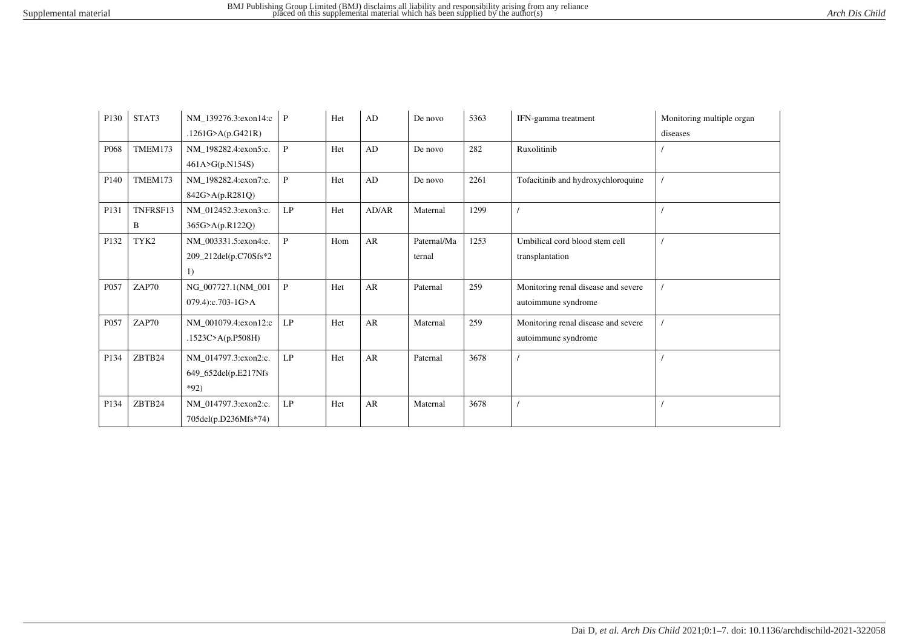| P130 | STAT3 | NM_139276.3:exon14:c.1261G>A(p.G421R) | P | Het | AD | De novo | 5363 | IFN-gamma treatment | Monitoring multiple organ diseases |
|---|---|---|---|---|---|---|---|---|---|
| P068 | TMEM173 | NM_198282.4:exon5:c.461A>G(p.N154S) | P | Het | AD | De novo | 282 | Ruxolitinib | / |
| P140 | TMEM173 | NM_198282.4:exon7:c.842G>A(p.R281Q) | P | Het | AD | De novo | 2261 | Tofacitinib and hydroxychloroquine | / |
| P131 | TNFRSF13B | NM_012452.3:exon3:c.365G>A(p.R122Q) | LP | Het | AD/AR | Maternal | 1299 | / | / |
| P132 | TYK2 | NM_003331.5:exon4:c.209_212del(p.C70Sfs*21) | P | Hom | AR | Paternal/Maternal | 1253 | Umbilical cord blood stem cell transplantation | / |
| P057 | ZAP70 | NG_007727.1(NM_001079.4):c.703-1G>A | P | Het | AR | Paternal | 259 | Monitoring renal disease and severe autoimmune syndrome | / |
| P057 | ZAP70 | NM_001079.4:exon12:c.1523C>A(p.P508H) | LP | Het | AR | Maternal | 259 | Monitoring renal disease and severe autoimmune syndrome | / |
| P134 | ZBTB24 | NM_014797.3:exon2:c.649_652del(p.E217Nfs*92) | LP | Het | AR | Paternal | 3678 | / | / |
| P134 | ZBTB24 | NM_014797.3:exon2:c.705del(p.D236Mfs*74) | LP | Het | AR | Maternal | 3678 | / | / |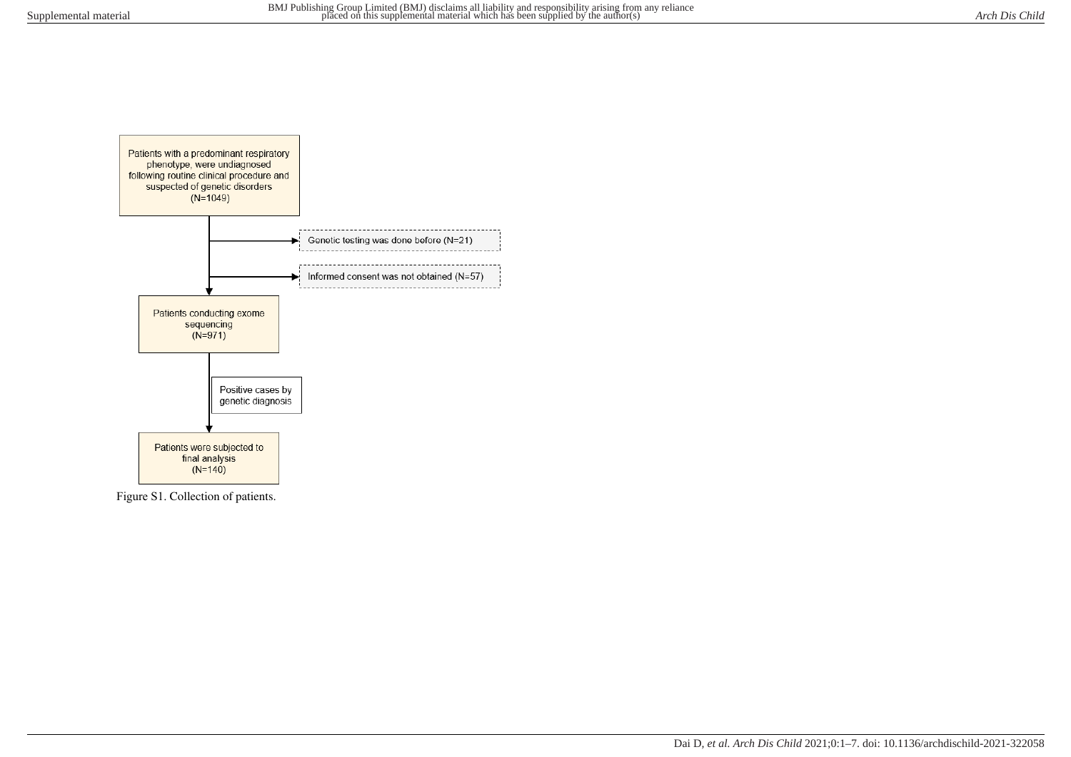Patients with a predominant respiratory phenotype, were undiagnosed following routine clinical procedure and suspected of genetic disorders (N=1049)

Genetic testing was done before (N=21)

Informed consent was not obtained (N=57)

Patients conducting exome sequencing (N=971)

Positive cases by genetic diagnosis

Patients were subjected to final analysis (N=140)

Figure S1. Collection of patients.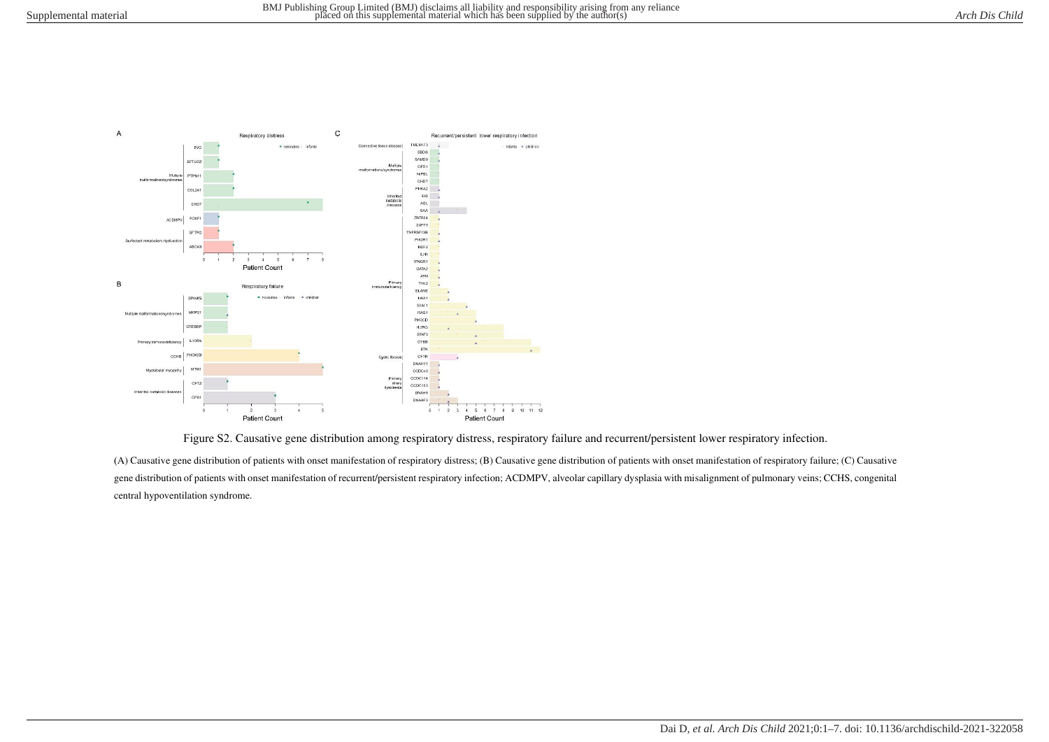A

Respiratory distress

neonates · infants

Multiple malformations/syndromes

EVC

EFTUD2

PTPN11

COL2A1

CHD7

ACDMPV

FOXF1

Surfactant metabolism dysfunction

SFTPC

ABCA3

0 1 2 3 4 5 6 7 8

Patient Count

B

Respiratory failure

neonates · infants ▲ children

Multiple malformations/syndromes

SPINK5

MRPS22

CREBBP

Primary immunodeficiency

IL10RA

CCHS

PHOX2B

Myotubular myopathy

MTM1

Inherited metabolic diseases

CPT2

CPS1

0 1 2 3 4 5

Patient Count

C

Recurrent/persistent lower respiratory infection

· infants ▲ children

Connective tissue disease

TMEM173

Multiple malformations/syndromes

SBDS

SAMD9

CFD1

NIPBL

CHD7

Inherited metabolic diseases

PFRA2

IDS

ASL

GAA

Primary immunodeficiency

ZBTB24

ZAP70

TNFRSF13B

PIK3R1

NCF2

IL7R

IFNGR1

GATA2

ATM

TYK2

ELANE

HAX1

STAT1

RAG1

PIK3CD

IL2RG

STAT3

CYBB

BTK

Cystic fibrosis

CFTR

Primary ciliary dyskinesia

DNAH11

CCDC40

CCDC114

CCDC103

DNAH5

DNAAF3

0 1 2 3 4 5 6 7 8 9 10 11 12

Patient Count

Figure S2. Causative gene distribution among respiratory distress, respiratory failure and recurrent/persistent lower respiratory infection.

(A) Causative gene distribution of patients with onset manifestation of respiratory distress; (B) Causative gene distribution of patients with onset manifestation of respiratory failure; (C) Causative gene distribution of patients with onset manifestation of recurrent/persistent respiratory infection; ACDMPV, alveolar capillary dysplasia with misalignment of pulmonary veins; CCHS, congenital central hypoventilation syndrome.